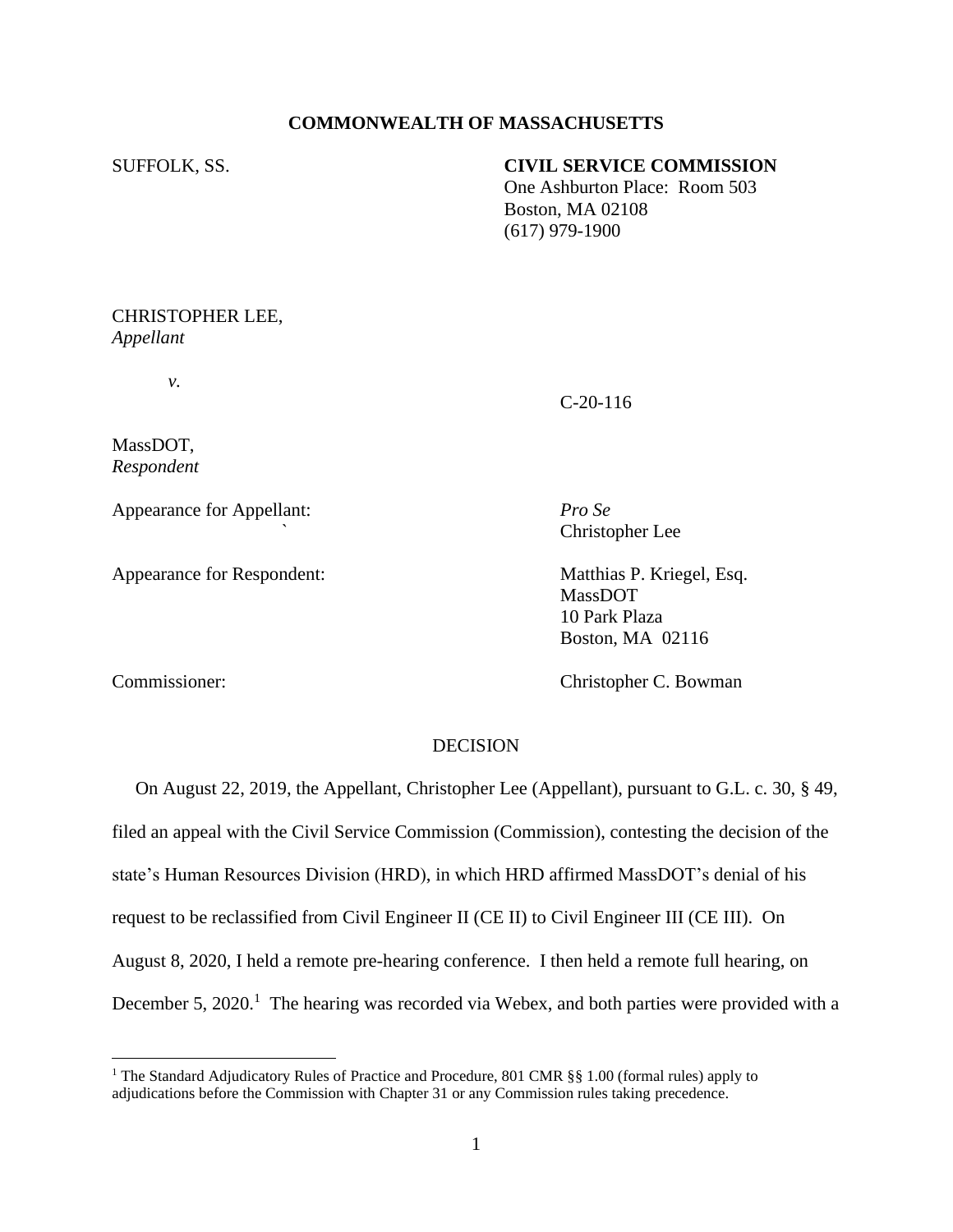**COMMONWEALTH OF MASSACHUSETTS**

SUFFOLK, SS.

**CIVIL SERVICE COMMISSION**
One Ashburton Place: Room 503
Boston, MA 02108
(617) 979-1900

CHRISTOPHER LEE,
*Appellant*

*v.*

C-20-116

MassDOT,
*Respondent*

Appearance for Appellant: *Pro Se*
Christopher Lee

Appearance for Respondent: Matthias P. Kriegel, Esq.
MassDOT
10 Park Plaza
Boston, MA 02116

Commissioner: Christopher C. Bowman

DECISION

On August 22, 2019, the Appellant, Christopher Lee (Appellant), pursuant to G.L. c. 30, § 49, filed an appeal with the Civil Service Commission (Commission), contesting the decision of the state's Human Resources Division (HRD), in which HRD affirmed MassDOT's denial of his request to be reclassified from Civil Engineer II (CE II) to Civil Engineer III (CE III). On August 8, 2020, I held a remote pre-hearing conference. I then held a remote full hearing, on December 5, 2020.[1] The hearing was recorded via Webex, and both parties were provided with a

[1] The Standard Adjudicatory Rules of Practice and Procedure, 801 CMR §§ 1.00 (formal rules) apply to adjudications before the Commission with Chapter 31 or any Commission rules taking precedence.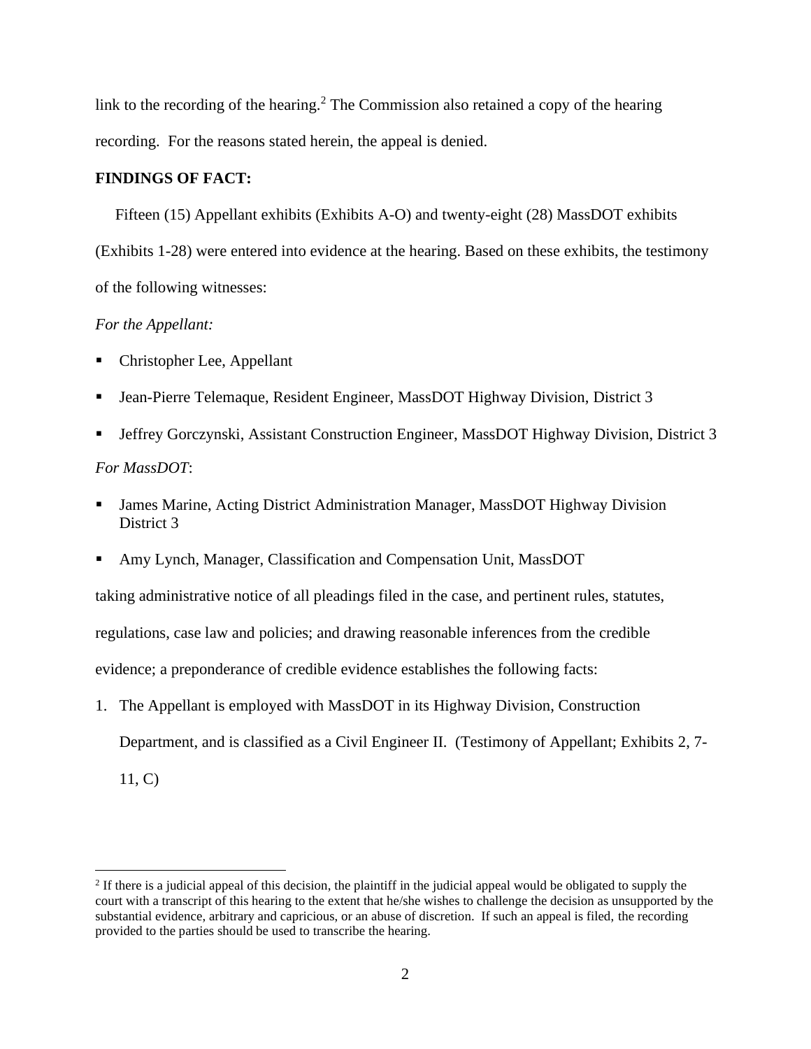link to the recording of the hearing.[2] The Commission also retained a copy of the hearing recording. For the reasons stated herein, the appeal is denied.

**FINDINGS OF FACT:**

Fifteen (15) Appellant exhibits (Exhibits A-O) and twenty-eight (28) MassDOT exhibits (Exhibits 1-28) were entered into evidence at the hearing. Based on these exhibits, the testimony of the following witnesses:

*For the Appellant:*

- Christopher Lee, Appellant
- Jean-Pierre Telemaque, Resident Engineer, MassDOT Highway Division, District 3
- Jeffrey Gorczynski, Assistant Construction Engineer, MassDOT Highway Division, District 3

*For MassDOT*:

- James Marine, Acting District Administration Manager, MassDOT Highway Division District 3
- Amy Lynch, Manager, Classification and Compensation Unit, MassDOT

taking administrative notice of all pleadings filed in the case, and pertinent rules, statutes, regulations, case law and policies; and drawing reasonable inferences from the credible evidence; a preponderance of credible evidence establishes the following facts:

1. The Appellant is employed with MassDOT in its Highway Division, Construction Department, and is classified as a Civil Engineer II. (Testimony of Appellant; Exhibits 2, 7-11, C)

[2] If there is a judicial appeal of this decision, the plaintiff in the judicial appeal would be obligated to supply the court with a transcript of this hearing to the extent that he/she wishes to challenge the decision as unsupported by the substantial evidence, arbitrary and capricious, or an abuse of discretion. If such an appeal is filed, the recording provided to the parties should be used to transcribe the hearing.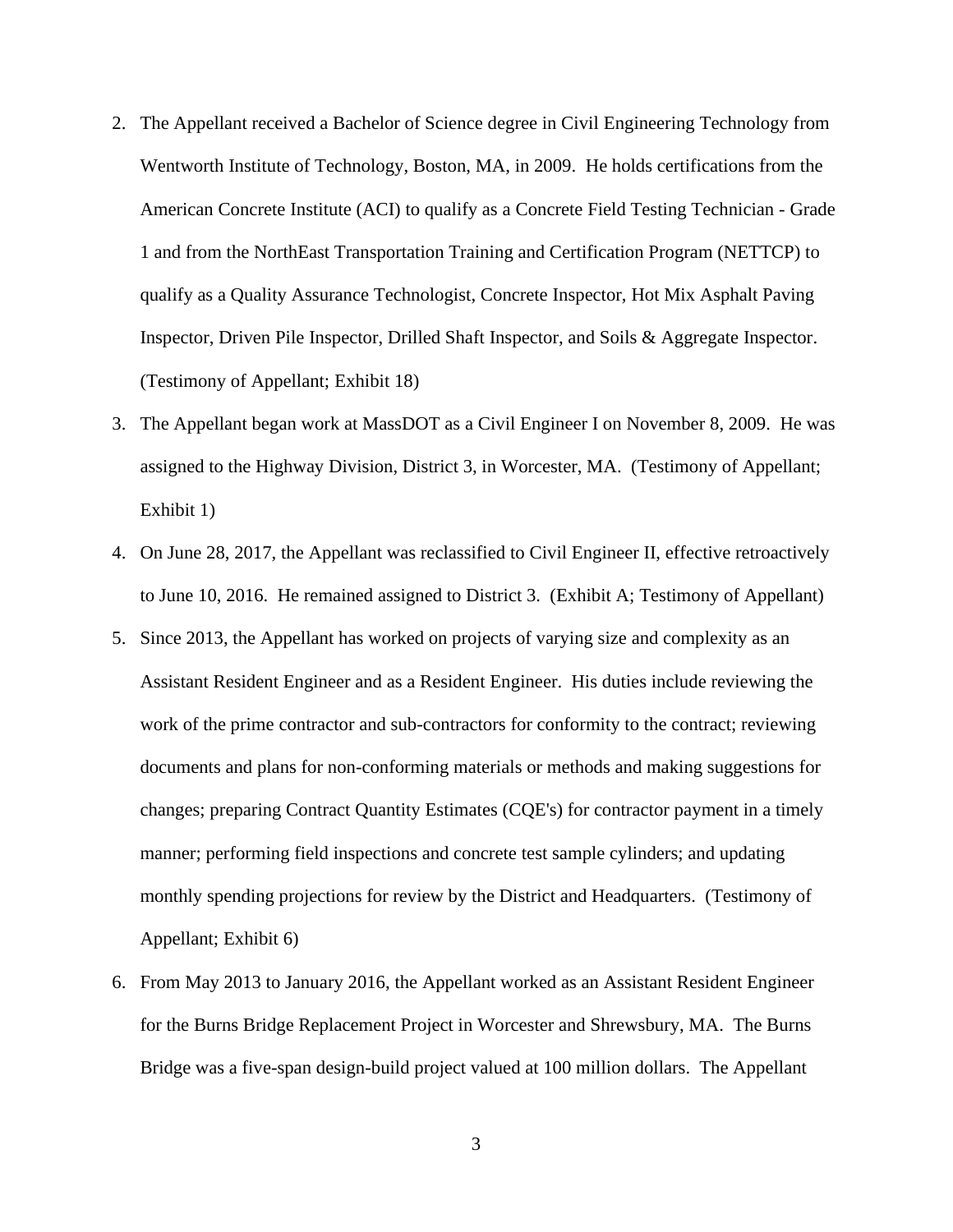2. The Appellant received a Bachelor of Science degree in Civil Engineering Technology from Wentworth Institute of Technology, Boston, MA, in 2009. He holds certifications from the American Concrete Institute (ACI) to qualify as a Concrete Field Testing Technician - Grade 1 and from the NorthEast Transportation Training and Certification Program (NETTCP) to qualify as a Quality Assurance Technologist, Concrete Inspector, Hot Mix Asphalt Paving Inspector, Driven Pile Inspector, Drilled Shaft Inspector, and Soils & Aggregate Inspector. (Testimony of Appellant; Exhibit 18)

3. The Appellant began work at MassDOT as a Civil Engineer I on November 8, 2009. He was assigned to the Highway Division, District 3, in Worcester, MA. (Testimony of Appellant; Exhibit 1)

4. On June 28, 2017, the Appellant was reclassified to Civil Engineer II, effective retroactively to June 10, 2016. He remained assigned to District 3. (Exhibit A; Testimony of Appellant)

5. Since 2013, the Appellant has worked on projects of varying size and complexity as an Assistant Resident Engineer and as a Resident Engineer. His duties include reviewing the work of the prime contractor and sub-contractors for conformity to the contract; reviewing documents and plans for non-conforming materials or methods and making suggestions for changes; preparing Contract Quantity Estimates (CQE's) for contractor payment in a timely manner; performing field inspections and concrete test sample cylinders; and updating monthly spending projections for review by the District and Headquarters. (Testimony of Appellant; Exhibit 6)

6. From May 2013 to January 2016, the Appellant worked as an Assistant Resident Engineer for the Burns Bridge Replacement Project in Worcester and Shrewsbury, MA. The Burns Bridge was a five-span design-build project valued at 100 million dollars. The Appellant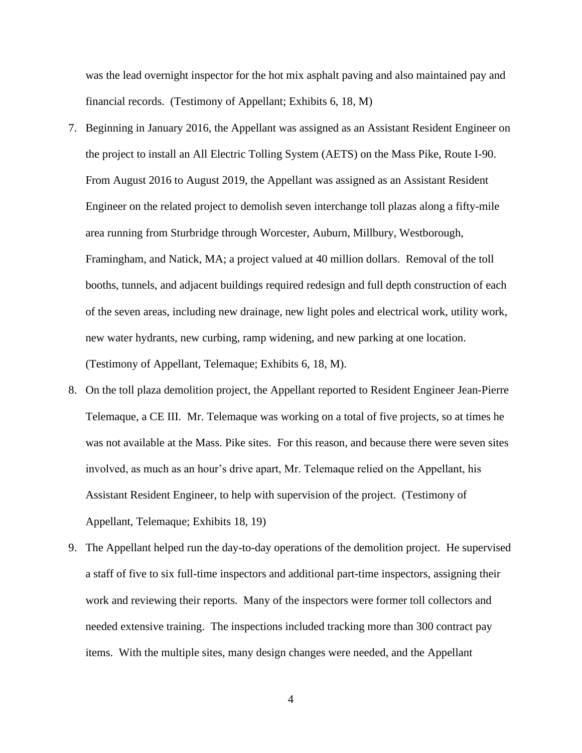was the lead overnight inspector for the hot mix asphalt paving and also maintained pay and financial records. (Testimony of Appellant; Exhibits 6, 18, M)

7. Beginning in January 2016, the Appellant was assigned as an Assistant Resident Engineer on the project to install an All Electric Tolling System (AETS) on the Mass Pike, Route I-90. From August 2016 to August 2019, the Appellant was assigned as an Assistant Resident Engineer on the related project to demolish seven interchange toll plazas along a fifty-mile area running from Sturbridge through Worcester, Auburn, Millbury, Westborough, Framingham, and Natick, MA; a project valued at 40 million dollars. Removal of the toll booths, tunnels, and adjacent buildings required redesign and full depth construction of each of the seven areas, including new drainage, new light poles and electrical work, utility work, new water hydrants, new curbing, ramp widening, and new parking at one location. (Testimony of Appellant, Telemaque; Exhibits 6, 18, M).
8. On the toll plaza demolition project, the Appellant reported to Resident Engineer Jean-Pierre Telemaque, a CE III. Mr. Telemaque was working on a total of five projects, so at times he was not available at the Mass. Pike sites. For this reason, and because there were seven sites involved, as much as an hour's drive apart, Mr. Telemaque relied on the Appellant, his Assistant Resident Engineer, to help with supervision of the project. (Testimony of Appellant, Telemaque; Exhibits 18, 19)
9. The Appellant helped run the day-to-day operations of the demolition project. He supervised a staff of five to six full-time inspectors and additional part-time inspectors, assigning their work and reviewing their reports. Many of the inspectors were former toll collectors and needed extensive training. The inspections included tracking more than 300 contract pay items. With the multiple sites, many design changes were needed, and the Appellant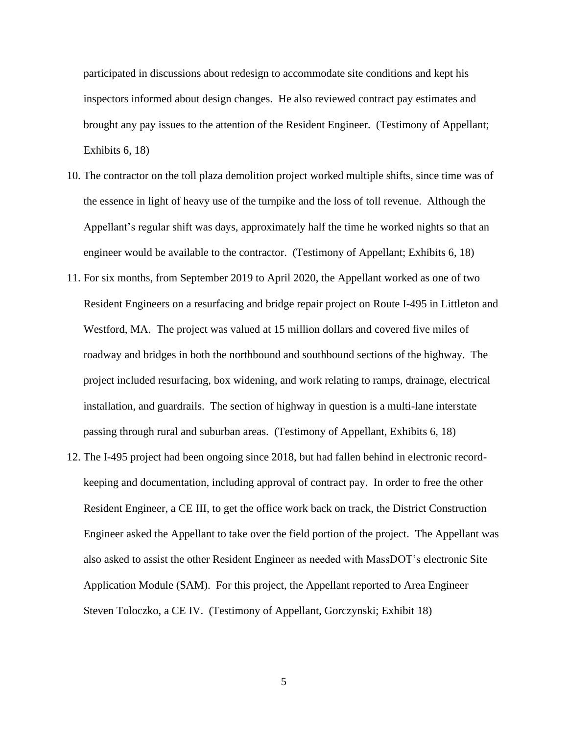participated in discussions about redesign to accommodate site conditions and kept his inspectors informed about design changes. He also reviewed contract pay estimates and brought any pay issues to the attention of the Resident Engineer. (Testimony of Appellant; Exhibits 6, 18)

10. The contractor on the toll plaza demolition project worked multiple shifts, since time was of the essence in light of heavy use of the turnpike and the loss of toll revenue. Although the Appellant's regular shift was days, approximately half the time he worked nights so that an engineer would be available to the contractor. (Testimony of Appellant; Exhibits 6, 18)
11. For six months, from September 2019 to April 2020, the Appellant worked as one of two Resident Engineers on a resurfacing and bridge repair project on Route I-495 in Littleton and Westford, MA. The project was valued at 15 million dollars and covered five miles of roadway and bridges in both the northbound and southbound sections of the highway. The project included resurfacing, box widening, and work relating to ramps, drainage, electrical installation, and guardrails. The section of highway in question is a multi-lane interstate passing through rural and suburban areas. (Testimony of Appellant, Exhibits 6, 18)
12. The I-495 project had been ongoing since 2018, but had fallen behind in electronic record-keeping and documentation, including approval of contract pay. In order to free the other Resident Engineer, a CE III, to get the office work back on track, the District Construction Engineer asked the Appellant to take over the field portion of the project. The Appellant was also asked to assist the other Resident Engineer as needed with MassDOT's electronic Site Application Module (SAM). For this project, the Appellant reported to Area Engineer Steven Toloczko, a CE IV. (Testimony of Appellant, Gorczynski; Exhibit 18)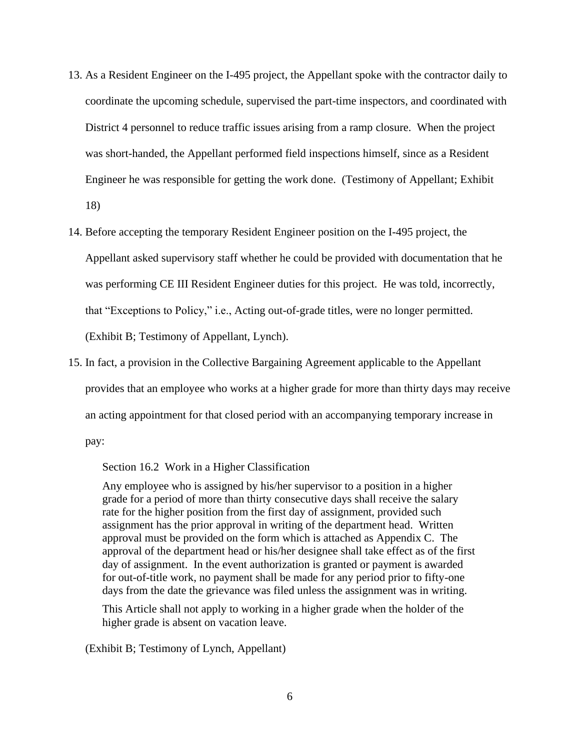13. As a Resident Engineer on the I-495 project, the Appellant spoke with the contractor daily to coordinate the upcoming schedule, supervised the part-time inspectors, and coordinated with District 4 personnel to reduce traffic issues arising from a ramp closure. When the project was short-handed, the Appellant performed field inspections himself, since as a Resident Engineer he was responsible for getting the work done. (Testimony of Appellant; Exhibit 18)

14. Before accepting the temporary Resident Engineer position on the I-495 project, the Appellant asked supervisory staff whether he could be provided with documentation that he was performing CE III Resident Engineer duties for this project. He was told, incorrectly, that "Exceptions to Policy," i.e., Acting out-of-grade titles, were no longer permitted. (Exhibit B; Testimony of Appellant, Lynch).

15. In fact, a provision in the Collective Bargaining Agreement applicable to the Appellant provides that an employee who works at a higher grade for more than thirty days may receive an acting appointment for that closed period with an accompanying temporary increase in pay:

    > Section 16.2 Work in a Higher Classification
    >
    > Any employee who is assigned by his/her supervisor to a position in a higher grade for a period of more than thirty consecutive days shall receive the salary rate for the higher position from the first day of assignment, provided such assignment has the prior approval in writing of the department head. Written approval must be provided on the form which is attached as Appendix C. The approval of the department head or his/her designee shall take effect as of the first day of assignment. In the event authorization is granted or payment is awarded for out-of-title work, no payment shall be made for any period prior to fifty-one days from the date the grievance was filed unless the assignment was in writing.
    >
    > This Article shall not apply to working in a higher grade when the holder of the higher grade is absent on vacation leave.

    (Exhibit B; Testimony of Lynch, Appellant)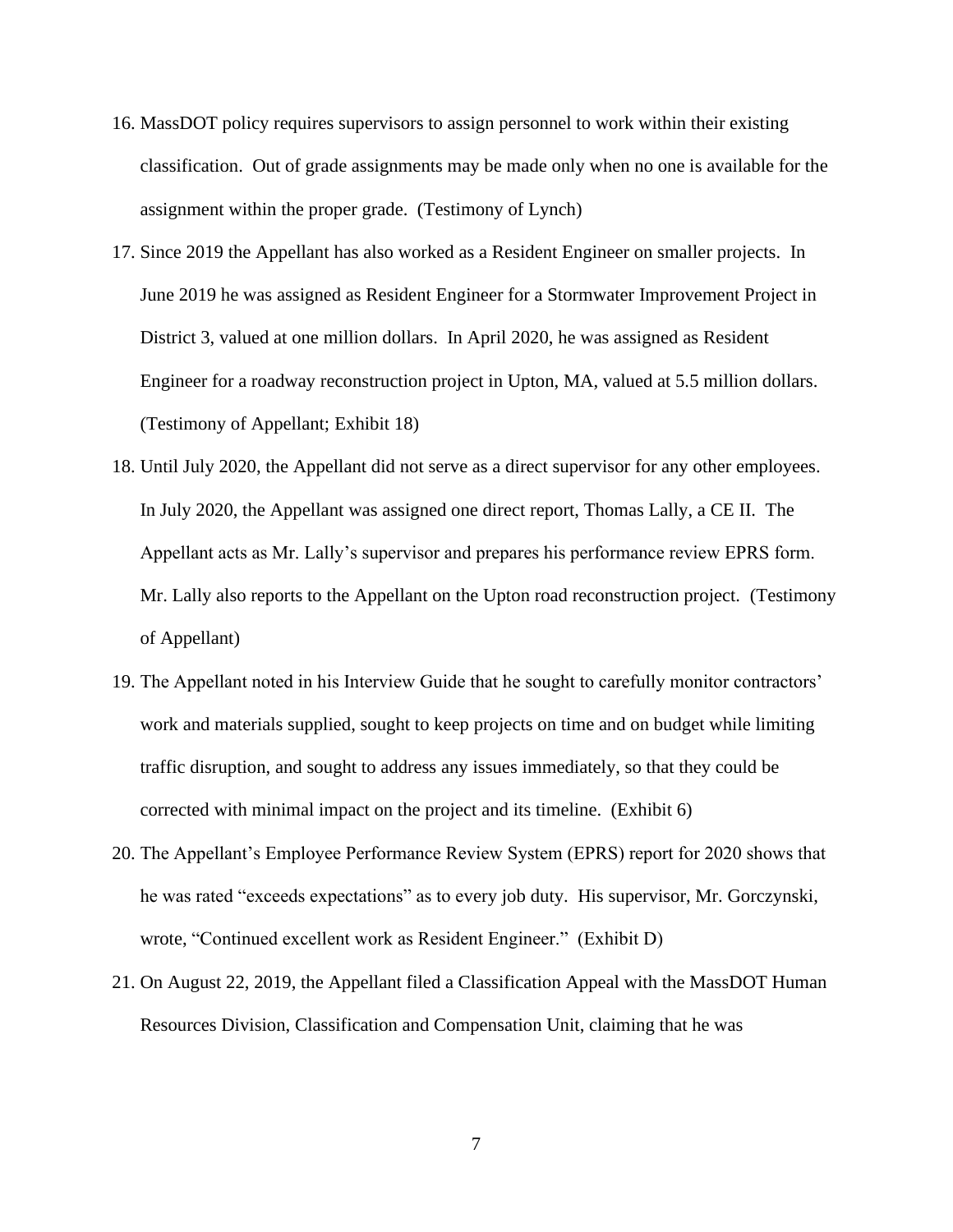16. MassDOT policy requires supervisors to assign personnel to work within their existing classification. Out of grade assignments may be made only when no one is available for the assignment within the proper grade. (Testimony of Lynch)
17. Since 2019 the Appellant has also worked as a Resident Engineer on smaller projects. In June 2019 he was assigned as Resident Engineer for a Stormwater Improvement Project in District 3, valued at one million dollars. In April 2020, he was assigned as Resident Engineer for a roadway reconstruction project in Upton, MA, valued at 5.5 million dollars. (Testimony of Appellant; Exhibit 18)
18. Until July 2020, the Appellant did not serve as a direct supervisor for any other employees. In July 2020, the Appellant was assigned one direct report, Thomas Lally, a CE II. The Appellant acts as Mr. Lally's supervisor and prepares his performance review EPRS form. Mr. Lally also reports to the Appellant on the Upton road reconstruction project. (Testimony of Appellant)
19. The Appellant noted in his Interview Guide that he sought to carefully monitor contractors' work and materials supplied, sought to keep projects on time and on budget while limiting traffic disruption, and sought to address any issues immediately, so that they could be corrected with minimal impact on the project and its timeline. (Exhibit 6)
20. The Appellant's Employee Performance Review System (EPRS) report for 2020 shows that he was rated "exceeds expectations" as to every job duty. His supervisor, Mr. Gorczynski, wrote, "Continued excellent work as Resident Engineer." (Exhibit D)
21. On August 22, 2019, the Appellant filed a Classification Appeal with the MassDOT Human Resources Division, Classification and Compensation Unit, claiming that he was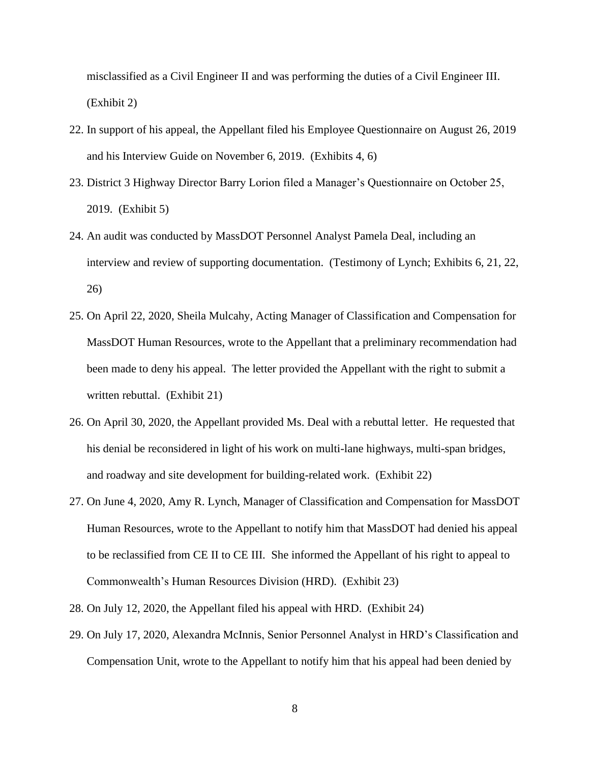misclassified as a Civil Engineer II and was performing the duties of a Civil Engineer III. (Exhibit 2)

22. In support of his appeal, the Appellant filed his Employee Questionnaire on August 26, 2019 and his Interview Guide on November 6, 2019. (Exhibits 4, 6)
23. District 3 Highway Director Barry Lorion filed a Manager's Questionnaire on October 25, 2019. (Exhibit 5)
24. An audit was conducted by MassDOT Personnel Analyst Pamela Deal, including an interview and review of supporting documentation. (Testimony of Lynch; Exhibits 6, 21, 22, 26)
25. On April 22, 2020, Sheila Mulcahy, Acting Manager of Classification and Compensation for MassDOT Human Resources, wrote to the Appellant that a preliminary recommendation had been made to deny his appeal. The letter provided the Appellant with the right to submit a written rebuttal. (Exhibit 21)
26. On April 30, 2020, the Appellant provided Ms. Deal with a rebuttal letter. He requested that his denial be reconsidered in light of his work on multi-lane highways, multi-span bridges, and roadway and site development for building-related work. (Exhibit 22)
27. On June 4, 2020, Amy R. Lynch, Manager of Classification and Compensation for MassDOT Human Resources, wrote to the Appellant to notify him that MassDOT had denied his appeal to be reclassified from CE II to CE III. She informed the Appellant of his right to appeal to Commonwealth's Human Resources Division (HRD). (Exhibit 23)
28. On July 12, 2020, the Appellant filed his appeal with HRD. (Exhibit 24)
29. On July 17, 2020, Alexandra McInnis, Senior Personnel Analyst in HRD's Classification and Compensation Unit, wrote to the Appellant to notify him that his appeal had been denied by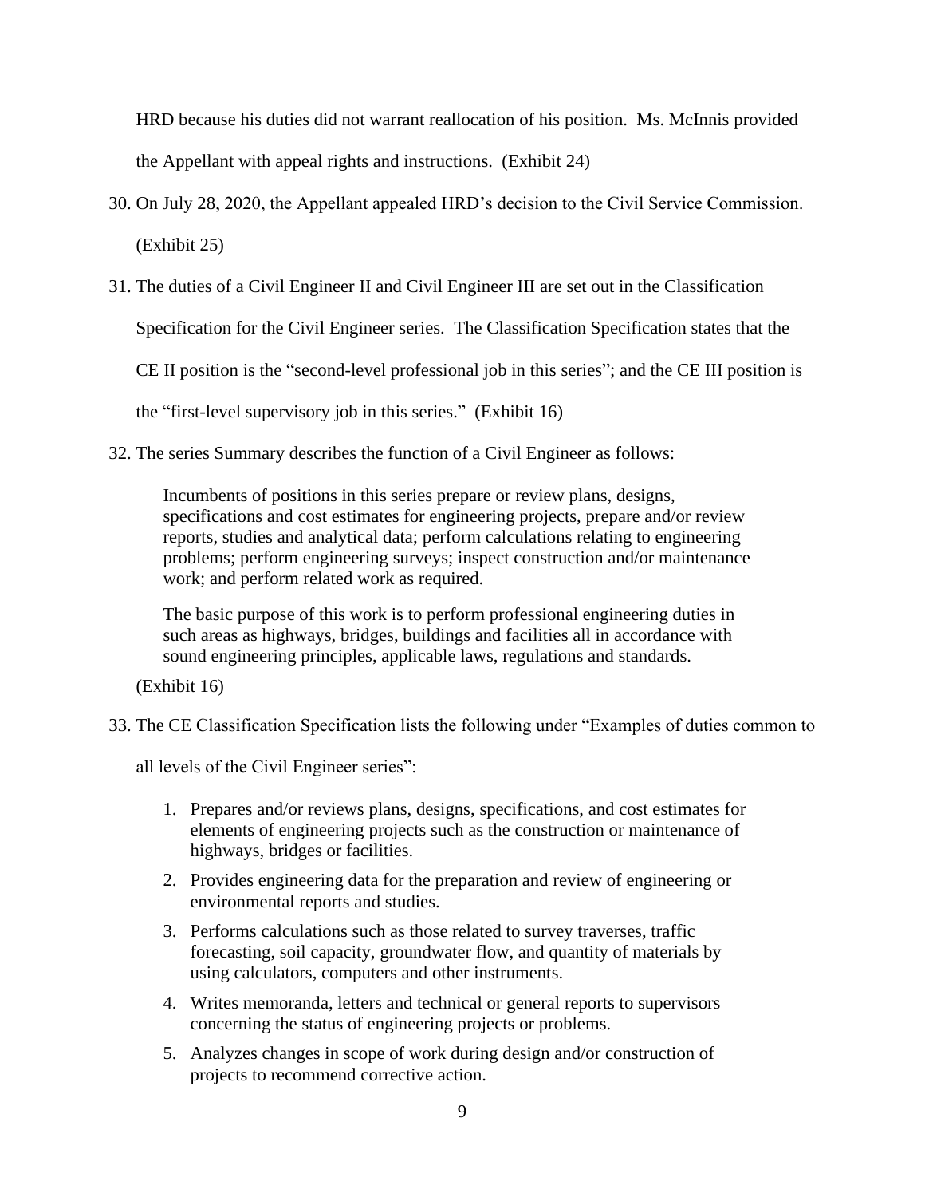HRD because his duties did not warrant reallocation of his position. Ms. McInnis provided the Appellant with appeal rights and instructions. (Exhibit 24)

30. On July 28, 2020, the Appellant appealed HRD's decision to the Civil Service Commission. (Exhibit 25)

31. The duties of a Civil Engineer II and Civil Engineer III are set out in the Classification Specification for the Civil Engineer series. The Classification Specification states that the CE II position is the "second-level professional job in this series"; and the CE III position is the "first-level supervisory job in this series." (Exhibit 16)

32. The series Summary describes the function of a Civil Engineer as follows:

    > Incumbents of positions in this series prepare or review plans, designs, specifications and cost estimates for engineering projects, prepare and/or review reports, studies and analytical data; perform calculations relating to engineering problems; perform engineering surveys; inspect construction and/or maintenance work; and perform related work as required.
    >
    > The basic purpose of this work is to perform professional engineering duties in such areas as highways, bridges, buildings and facilities all in accordance with sound engineering principles, applicable laws, regulations and standards.

    (Exhibit 16)

33. The CE Classification Specification lists the following under "Examples of duties common to all levels of the Civil Engineer series":

    1. Prepares and/or reviews plans, designs, specifications, and cost estimates for elements of engineering projects such as the construction or maintenance of highways, bridges or facilities.
    2. Provides engineering data for the preparation and review of engineering or environmental reports and studies.
    3. Performs calculations such as those related to survey traverses, traffic forecasting, soil capacity, groundwater flow, and quantity of materials by using calculators, computers and other instruments.
    4. Writes memoranda, letters and technical or general reports to supervisors concerning the status of engineering projects or problems.
    5. Analyzes changes in scope of work during design and/or construction of projects to recommend corrective action.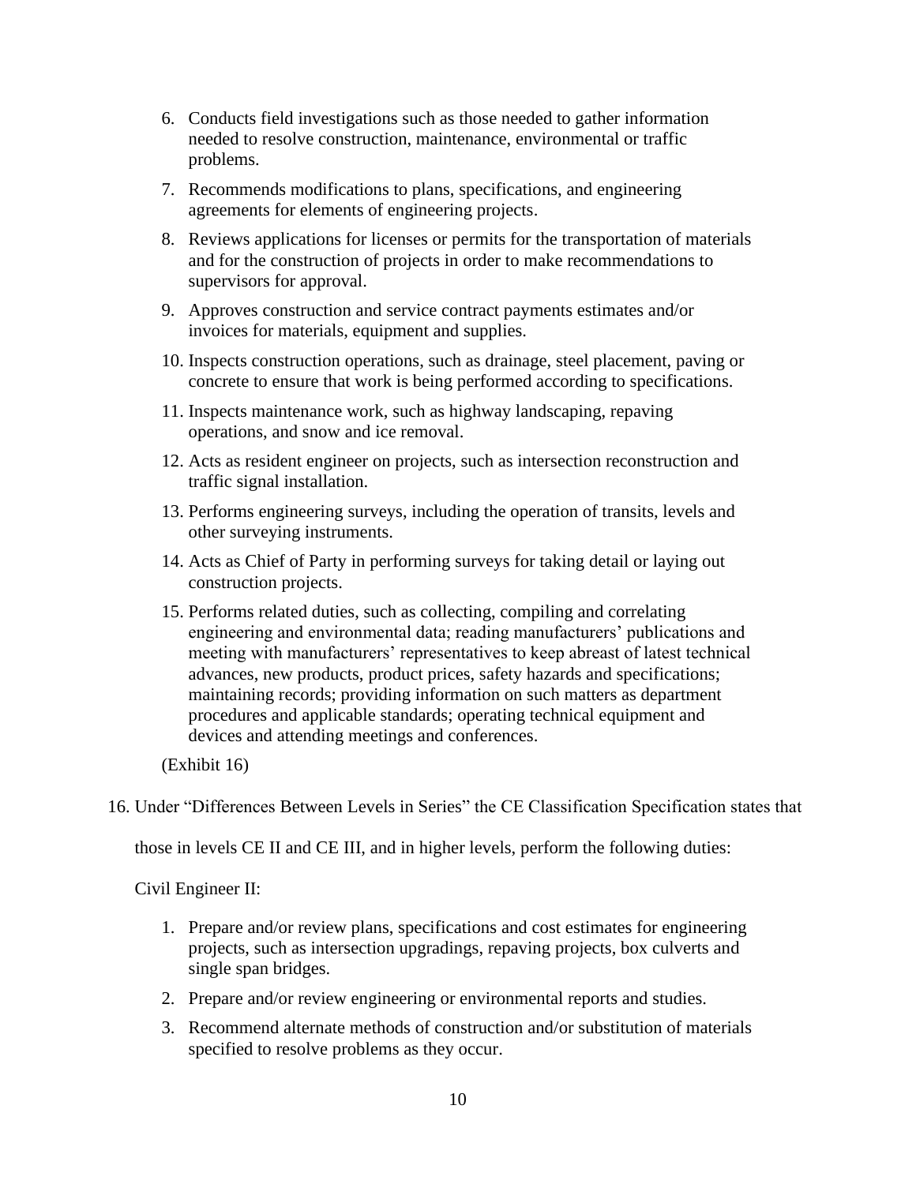6. Conducts field investigations such as those needed to gather information needed to resolve construction, maintenance, environmental or traffic problems.

7. Recommends modifications to plans, specifications, and engineering agreements for elements of engineering projects.

8. Reviews applications for licenses or permits for the transportation of materials and for the construction of projects in order to make recommendations to supervisors for approval.

9. Approves construction and service contract payments estimates and/or invoices for materials, equipment and supplies.

10. Inspects construction operations, such as drainage, steel placement, paving or concrete to ensure that work is being performed according to specifications.

11. Inspects maintenance work, such as highway landscaping, repaving operations, and snow and ice removal.

12. Acts as resident engineer on projects, such as intersection reconstruction and traffic signal installation.

13. Performs engineering surveys, including the operation of transits, levels and other surveying instruments.

14. Acts as Chief of Party in performing surveys for taking detail or laying out construction projects.

15. Performs related duties, such as collecting, compiling and correlating engineering and environmental data; reading manufacturers' publications and meeting with manufacturers' representatives to keep abreast of latest technical advances, new products, product prices, safety hazards and specifications; maintaining records; providing information on such matters as department procedures and applicable standards; operating technical equipment and devices and attending meetings and conferences.

(Exhibit 16)

16. Under "Differences Between Levels in Series" the CE Classification Specification states that those in levels CE II and CE III, and in higher levels, perform the following duties:

Civil Engineer II:

1. Prepare and/or review plans, specifications and cost estimates for engineering projects, such as intersection upgradings, repaving projects, box culverts and single span bridges.

2. Prepare and/or review engineering or environmental reports and studies.

3. Recommend alternate methods of construction and/or substitution of materials specified to resolve problems as they occur.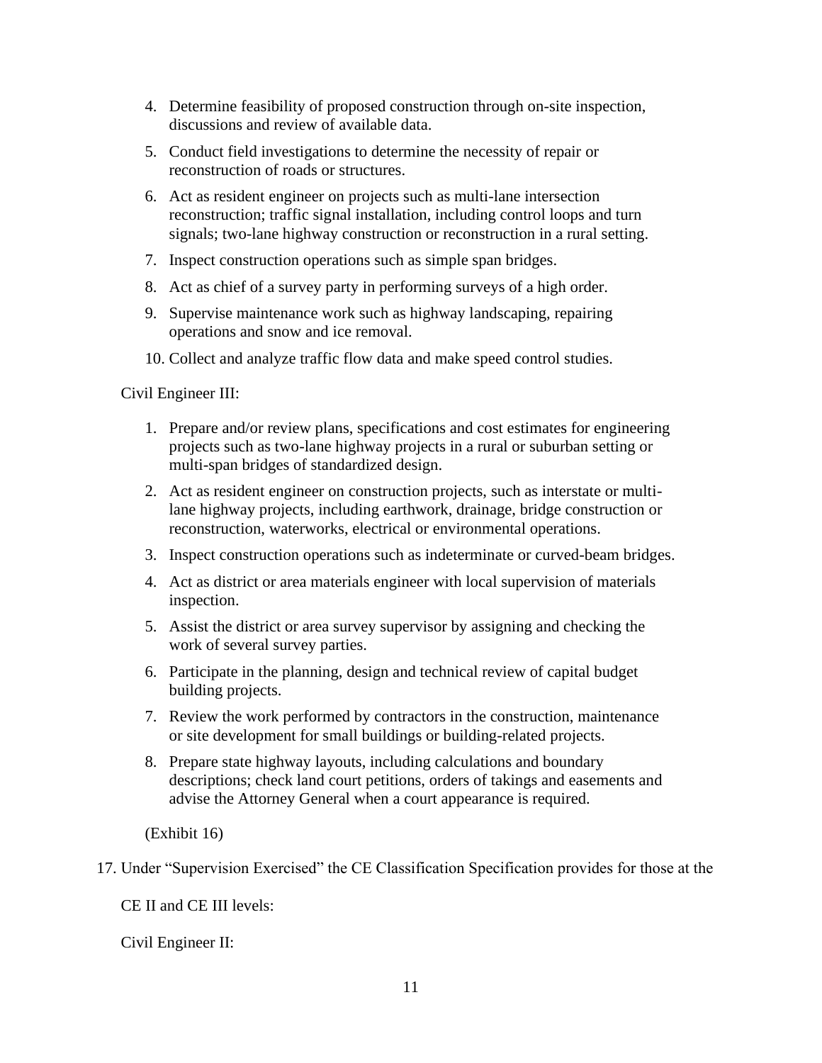4. Determine feasibility of proposed construction through on-site inspection, discussions and review of available data.
5. Conduct field investigations to determine the necessity of repair or reconstruction of roads or structures.
6. Act as resident engineer on projects such as multi-lane intersection reconstruction; traffic signal installation, including control loops and turn signals; two-lane highway construction or reconstruction in a rural setting.
7. Inspect construction operations such as simple span bridges.
8. Act as chief of a survey party in performing surveys of a high order.
9. Supervise maintenance work such as highway landscaping, repairing operations and snow and ice removal.
10. Collect and analyze traffic flow data and make speed control studies.

Civil Engineer III:

1. Prepare and/or review plans, specifications and cost estimates for engineering projects such as two-lane highway projects in a rural or suburban setting or multi-span bridges of standardized design.
2. Act as resident engineer on construction projects, such as interstate or multi-lane highway projects, including earthwork, drainage, bridge construction or reconstruction, waterworks, electrical or environmental operations.
3. Inspect construction operations such as indeterminate or curved-beam bridges.
4. Act as district or area materials engineer with local supervision of materials inspection.
5. Assist the district or area survey supervisor by assigning and checking the work of several survey parties.
6. Participate in the planning, design and technical review of capital budget building projects.
7. Review the work performed by contractors in the construction, maintenance or site development for small buildings or building-related projects.
8. Prepare state highway layouts, including calculations and boundary descriptions; check land court petitions, orders of takings and easements and advise the Attorney General when a court appearance is required.

(Exhibit 16)

17. Under "Supervision Exercised" the CE Classification Specification provides for those at the CE II and CE III levels:

Civil Engineer II: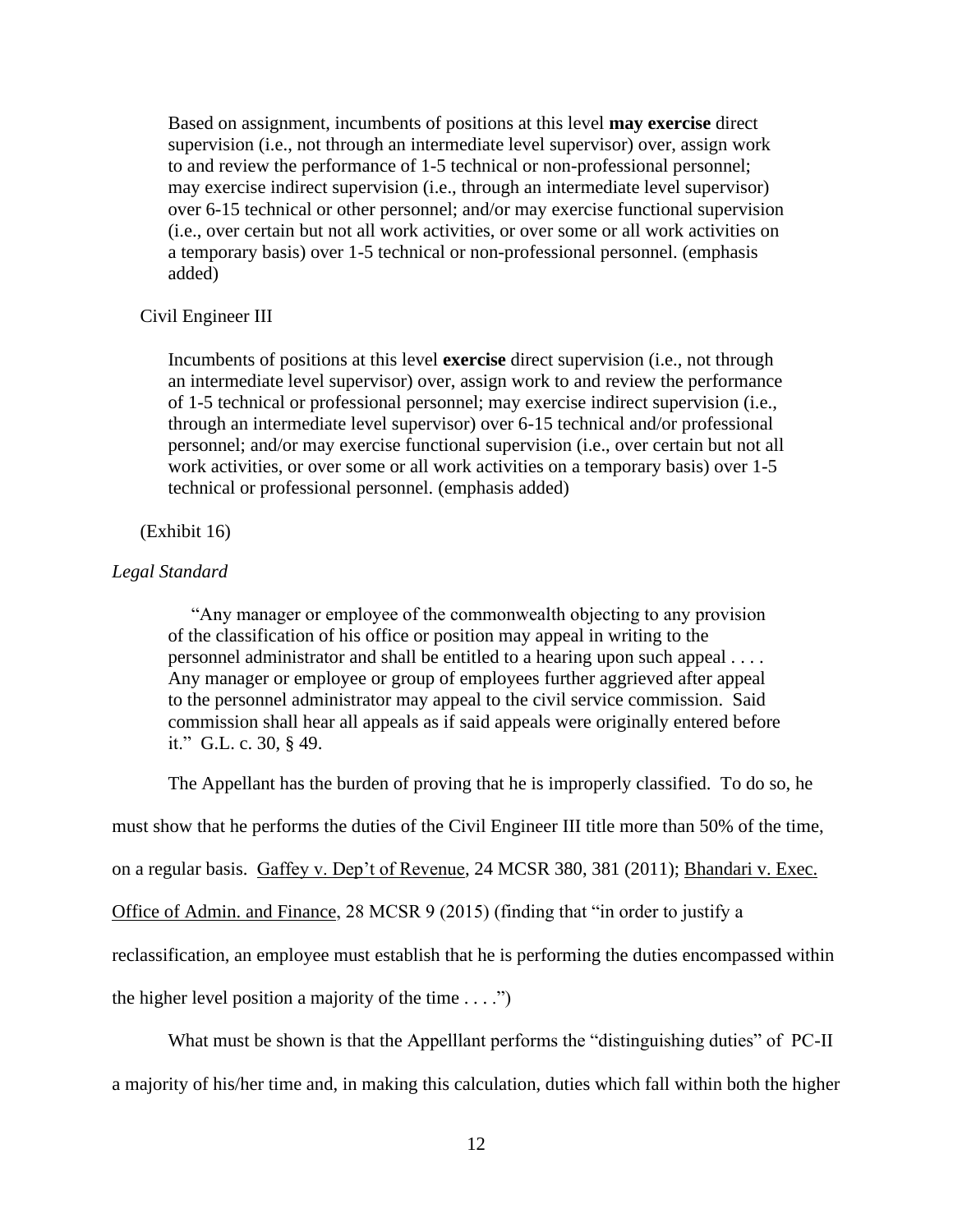> Based on assignment, incumbents of positions at this level **may exercise** direct supervision (i.e., not through an intermediate level supervisor) over, assign work to and review the performance of 1-5 technical or non-professional personnel; may exercise indirect supervision (i.e., through an intermediate level supervisor) over 6-15 technical or other personnel; and/or may exercise functional supervision (i.e., over certain but not all work activities, or over some or all work activities on a temporary basis) over 1-5 technical or non-professional personnel. (emphasis added)

Civil Engineer III

> Incumbents of positions at this level **exercise** direct supervision (i.e., not through an intermediate level supervisor) over, assign work to and review the performance of 1-5 technical or professional personnel; may exercise indirect supervision (i.e., through an intermediate level supervisor) over 6-15 technical and/or professional personnel; and/or may exercise functional supervision (i.e., over certain but not all work activities, or over some or all work activities on a temporary basis) over 1-5 technical or professional personnel. (emphasis added)

(Exhibit 16)

*Legal Standard*

> "Any manager or employee of the commonwealth objecting to any provision of the classification of his office or position may appeal in writing to the personnel administrator and shall be entitled to a hearing upon such appeal . . . . Any manager or employee or group of employees further aggrieved after appeal to the personnel administrator may appeal to the civil service commission. Said commission shall hear all appeals as if said appeals were originally entered before it." G.L. c. 30, § 49.

The Appellant has the burden of proving that he is improperly classified. To do so, he must show that he performs the duties of the Civil Engineer III title more than 50% of the time, on a regular basis. Gaffey v. Dep't of Revenue, 24 MCSR 380, 381 (2011); Bhandari v. Exec. Office of Admin. and Finance, 28 MCSR 9 (2015) (finding that "in order to justify a reclassification, an employee must establish that he is performing the duties encompassed within the higher level position a majority of the time . . . .")

What must be shown is that the Appelllant performs the "distinguishing duties" of PC-II a majority of his/her time and, in making this calculation, duties which fall within both the higher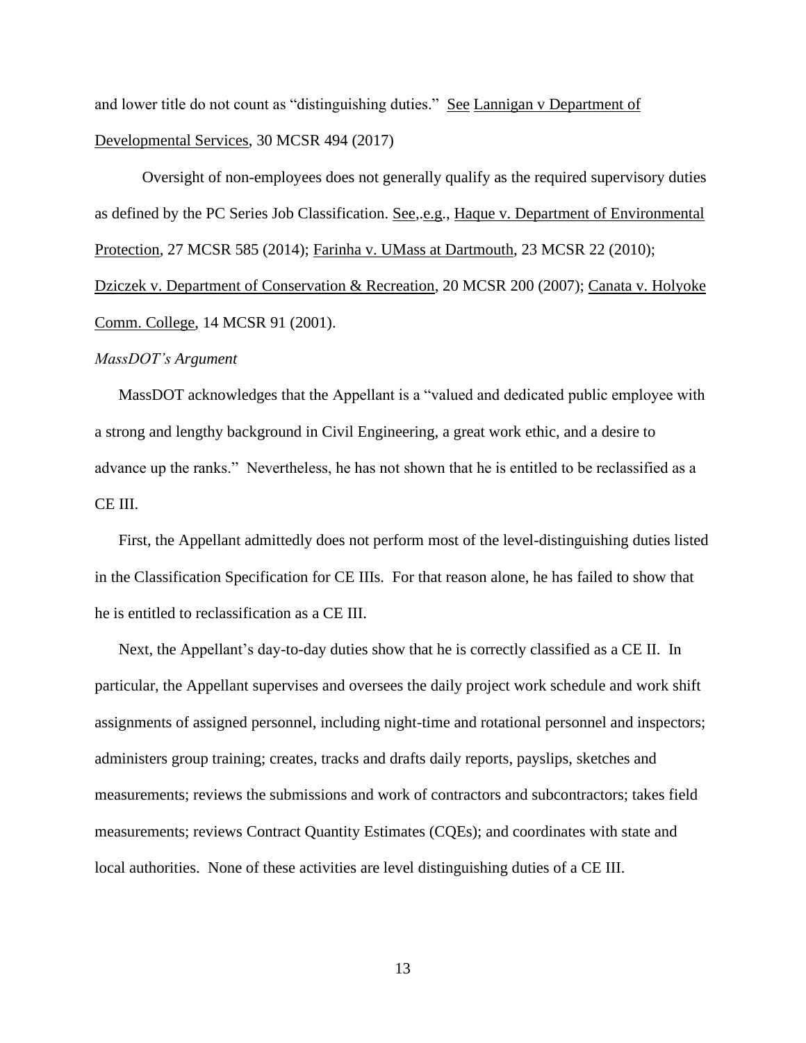and lower title do not count as "distinguishing duties." See Lannigan v Department of Developmental Services, 30 MCSR 494 (2017)

Oversight of non-employees does not generally qualify as the required supervisory duties as defined by the PC Series Job Classification. See,.e.g., Haque v. Department of Environmental Protection, 27 MCSR 585 (2014); Farinha v. UMass at Dartmouth, 23 MCSR 22 (2010); Dziczek v. Department of Conservation & Recreation, 20 MCSR 200 (2007); Canata v. Holyoke Comm. College, 14 MCSR 91 (2001).

*MassDOT's Argument*

MassDOT acknowledges that the Appellant is a "valued and dedicated public employee with a strong and lengthy background in Civil Engineering, a great work ethic, and a desire to advance up the ranks." Nevertheless, he has not shown that he is entitled to be reclassified as a CE III.

First, the Appellant admittedly does not perform most of the level-distinguishing duties listed in the Classification Specification for CE IIIs. For that reason alone, he has failed to show that he is entitled to reclassification as a CE III.

Next, the Appellant's day-to-day duties show that he is correctly classified as a CE II. In particular, the Appellant supervises and oversees the daily project work schedule and work shift assignments of assigned personnel, including night-time and rotational personnel and inspectors; administers group training; creates, tracks and drafts daily reports, payslips, sketches and measurements; reviews the submissions and work of contractors and subcontractors; takes field measurements; reviews Contract Quantity Estimates (CQEs); and coordinates with state and local authorities. None of these activities are level distinguishing duties of a CE III.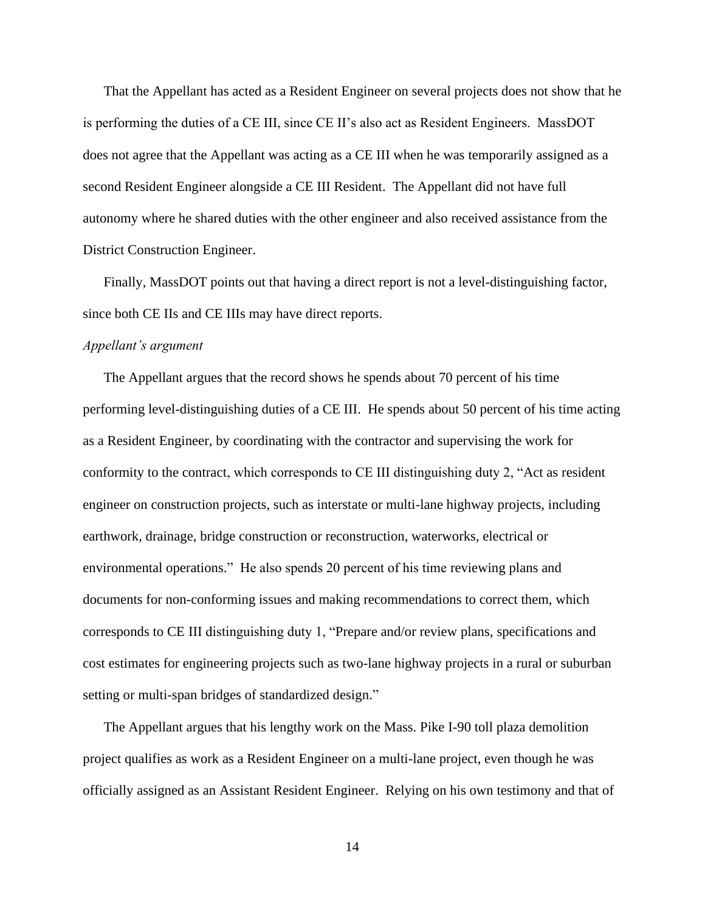That the Appellant has acted as a Resident Engineer on several projects does not show that he is performing the duties of a CE III, since CE II's also act as Resident Engineers. MassDOT does not agree that the Appellant was acting as a CE III when he was temporarily assigned as a second Resident Engineer alongside a CE III Resident. The Appellant did not have full autonomy where he shared duties with the other engineer and also received assistance from the District Construction Engineer.

Finally, MassDOT points out that having a direct report is not a level-distinguishing factor, since both CE IIs and CE IIIs may have direct reports.

*Appellant's argument*

The Appellant argues that the record shows he spends about 70 percent of his time performing level-distinguishing duties of a CE III. He spends about 50 percent of his time acting as a Resident Engineer, by coordinating with the contractor and supervising the work for conformity to the contract, which corresponds to CE III distinguishing duty 2, "Act as resident engineer on construction projects, such as interstate or multi-lane highway projects, including earthwork, drainage, bridge construction or reconstruction, waterworks, electrical or environmental operations." He also spends 20 percent of his time reviewing plans and documents for non-conforming issues and making recommendations to correct them, which corresponds to CE III distinguishing duty 1, "Prepare and/or review plans, specifications and cost estimates for engineering projects such as two-lane highway projects in a rural or suburban setting or multi-span bridges of standardized design."

The Appellant argues that his lengthy work on the Mass. Pike I-90 toll plaza demolition project qualifies as work as a Resident Engineer on a multi-lane project, even though he was officially assigned as an Assistant Resident Engineer. Relying on his own testimony and that of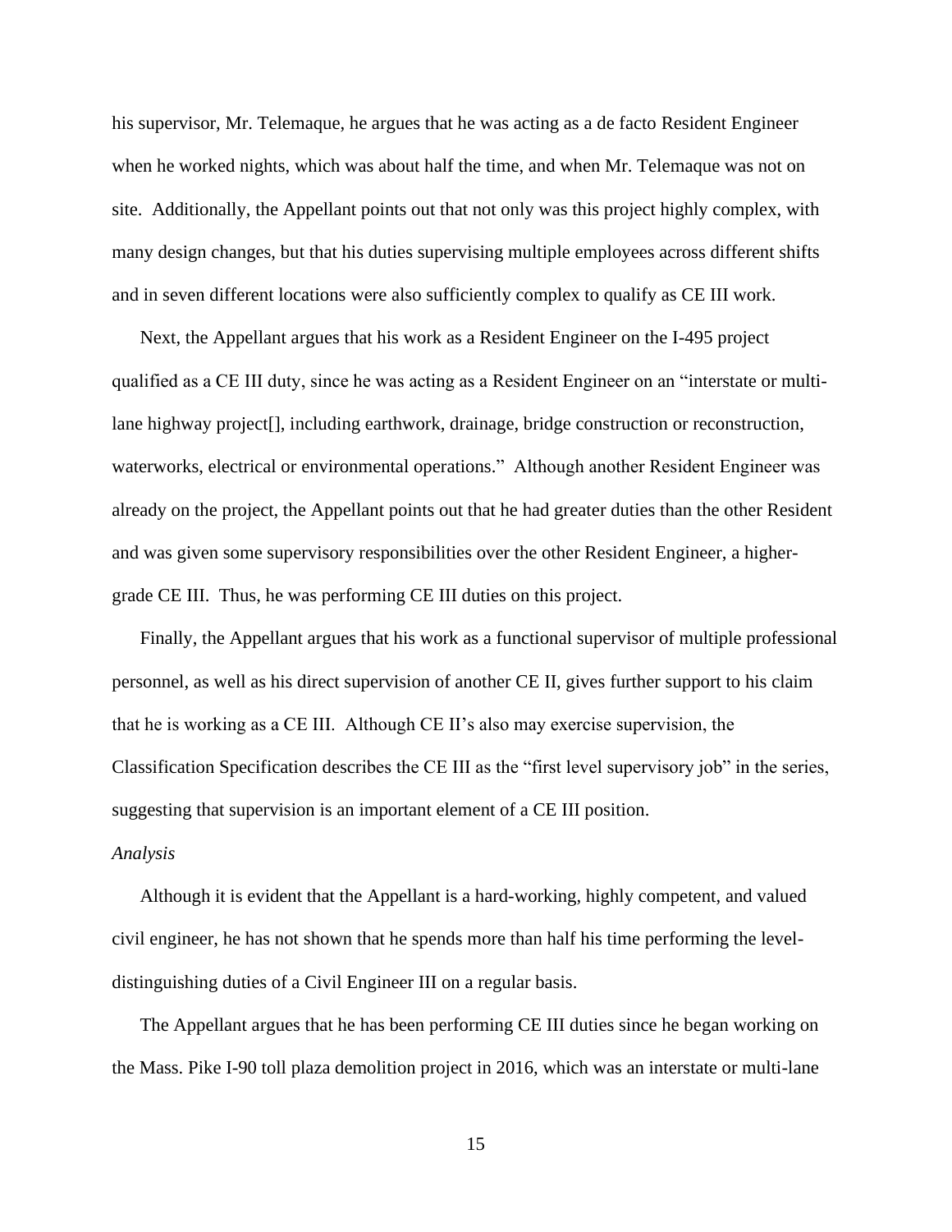his supervisor, Mr. Telemaque, he argues that he was acting as a de facto Resident Engineer when he worked nights, which was about half the time, and when Mr. Telemaque was not on site. Additionally, the Appellant points out that not only was this project highly complex, with many design changes, but that his duties supervising multiple employees across different shifts and in seven different locations were also sufficiently complex to qualify as CE III work.

Next, the Appellant argues that his work as a Resident Engineer on the I-495 project qualified as a CE III duty, since he was acting as a Resident Engineer on an "interstate or multi-lane highway project[], including earthwork, drainage, bridge construction or reconstruction, waterworks, electrical or environmental operations." Although another Resident Engineer was already on the project, the Appellant points out that he had greater duties than the other Resident and was given some supervisory responsibilities over the other Resident Engineer, a higher-grade CE III. Thus, he was performing CE III duties on this project.

Finally, the Appellant argues that his work as a functional supervisor of multiple professional personnel, as well as his direct supervision of another CE II, gives further support to his claim that he is working as a CE III. Although CE II's also may exercise supervision, the Classification Specification describes the CE III as the "first level supervisory job" in the series, suggesting that supervision is an important element of a CE III position.

*Analysis*

Although it is evident that the Appellant is a hard-working, highly competent, and valued civil engineer, he has not shown that he spends more than half his time performing the level-distinguishing duties of a Civil Engineer III on a regular basis.

The Appellant argues that he has been performing CE III duties since he began working on the Mass. Pike I-90 toll plaza demolition project in 2016, which was an interstate or multi-lane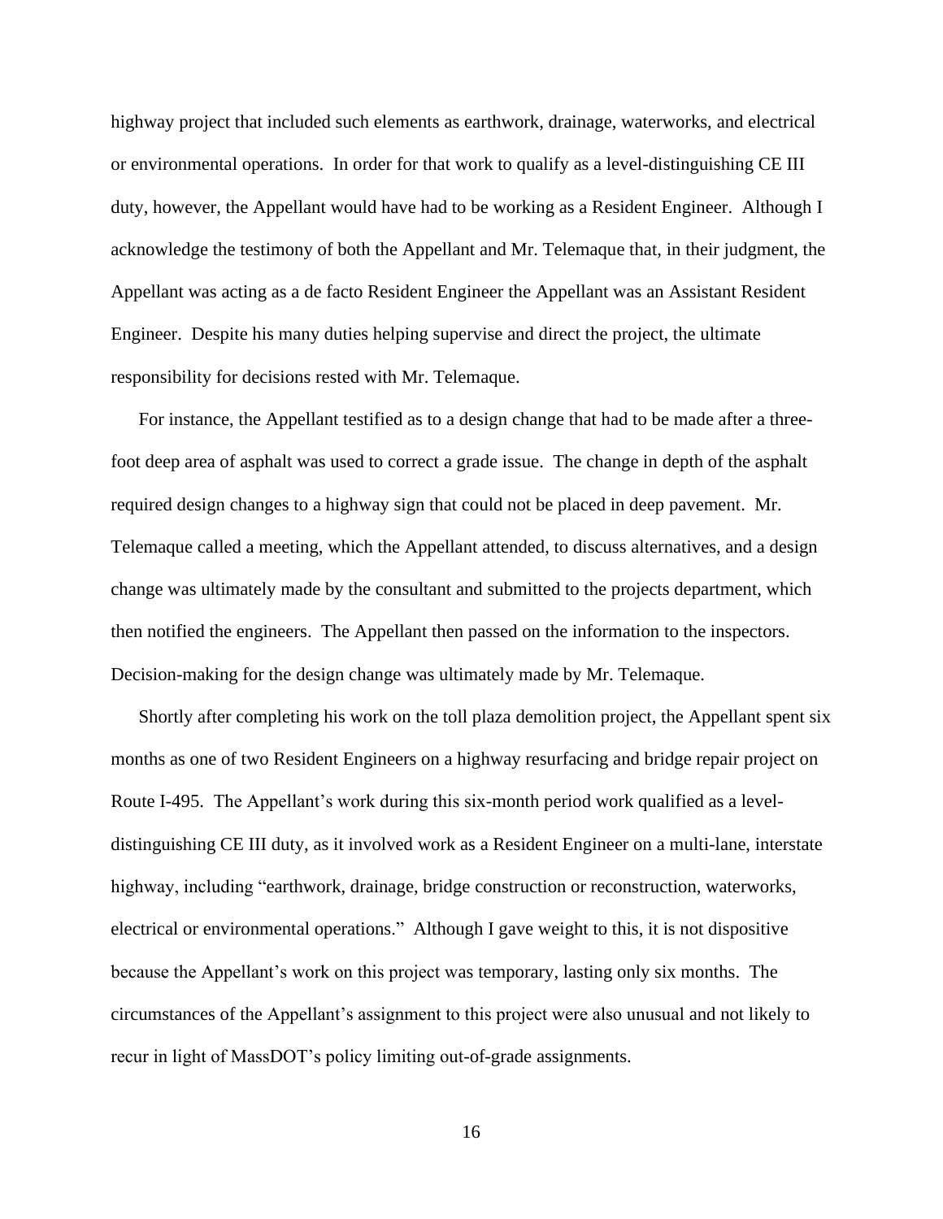highway project that included such elements as earthwork, drainage, waterworks, and electrical or environmental operations. In order for that work to qualify as a level-distinguishing CE III duty, however, the Appellant would have had to be working as a Resident Engineer. Although I acknowledge the testimony of both the Appellant and Mr. Telemaque that, in their judgment, the Appellant was acting as a de facto Resident Engineer the Appellant was an Assistant Resident Engineer. Despite his many duties helping supervise and direct the project, the ultimate responsibility for decisions rested with Mr. Telemaque.

For instance, the Appellant testified as to a design change that had to be made after a three-foot deep area of asphalt was used to correct a grade issue. The change in depth of the asphalt required design changes to a highway sign that could not be placed in deep pavement. Mr. Telemaque called a meeting, which the Appellant attended, to discuss alternatives, and a design change was ultimately made by the consultant and submitted to the projects department, which then notified the engineers. The Appellant then passed on the information to the inspectors. Decision-making for the design change was ultimately made by Mr. Telemaque.

Shortly after completing his work on the toll plaza demolition project, the Appellant spent six months as one of two Resident Engineers on a highway resurfacing and bridge repair project on Route I-495. The Appellant's work during this six-month period work qualified as a level-distinguishing CE III duty, as it involved work as a Resident Engineer on a multi-lane, interstate highway, including "earthwork, drainage, bridge construction or reconstruction, waterworks, electrical or environmental operations." Although I gave weight to this, it is not dispositive because the Appellant's work on this project was temporary, lasting only six months. The circumstances of the Appellant's assignment to this project were also unusual and not likely to recur in light of MassDOT's policy limiting out-of-grade assignments.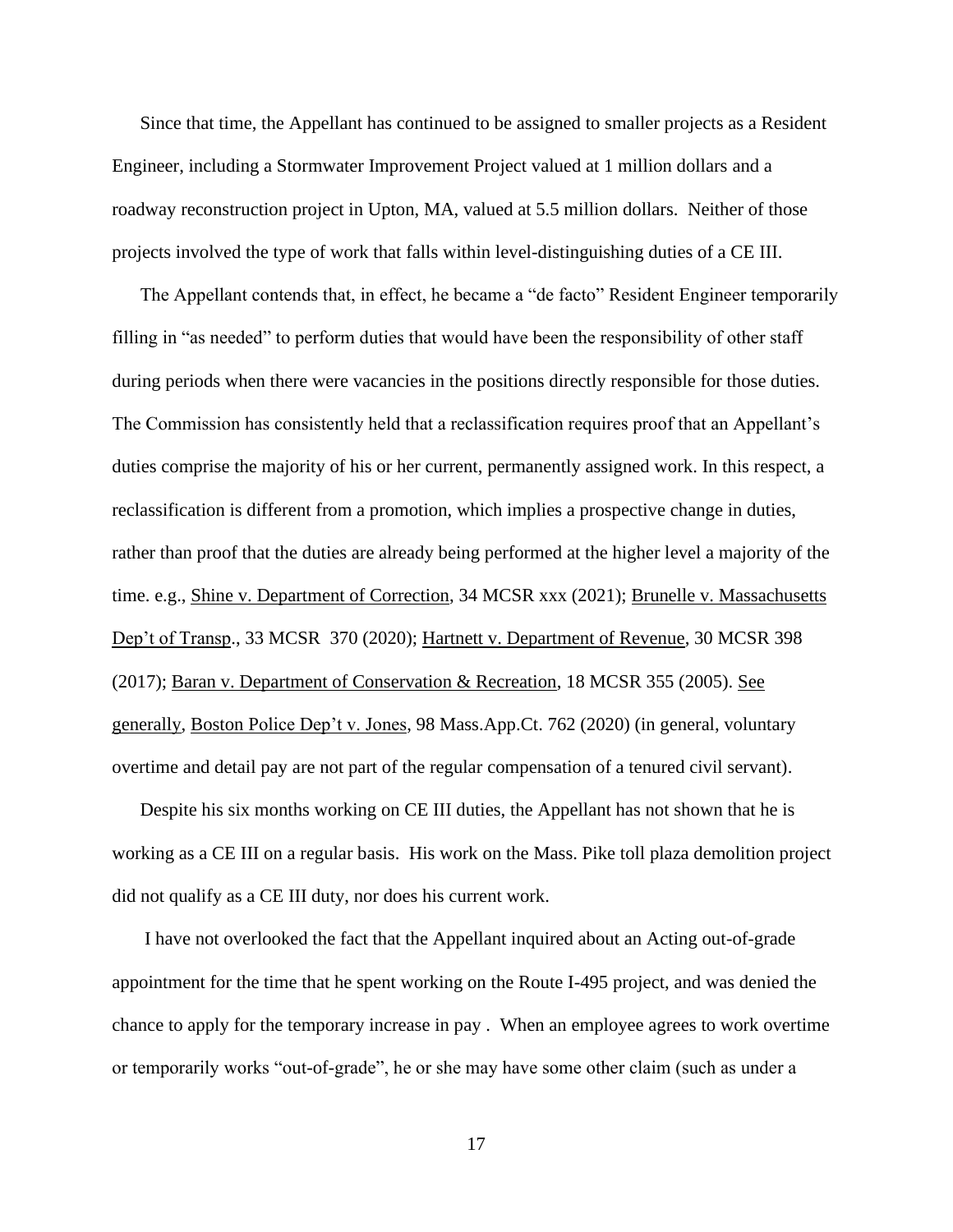Since that time, the Appellant has continued to be assigned to smaller projects as a Resident Engineer, including a Stormwater Improvement Project valued at 1 million dollars and a roadway reconstruction project in Upton, MA, valued at 5.5 million dollars. Neither of those projects involved the type of work that falls within level-distinguishing duties of a CE III.

The Appellant contends that, in effect, he became a "de facto" Resident Engineer temporarily filling in "as needed" to perform duties that would have been the responsibility of other staff during periods when there were vacancies in the positions directly responsible for those duties. The Commission has consistently held that a reclassification requires proof that an Appellant's duties comprise the majority of his or her current, permanently assigned work. In this respect, a reclassification is different from a promotion, which implies a prospective change in duties, rather than proof that the duties are already being performed at the higher level a majority of the time. e.g., Shine v. Department of Correction, 34 MCSR xxx (2021); Brunelle v. Massachusetts Dep't of Transp., 33 MCSR 370 (2020); Hartnett v. Department of Revenue, 30 MCSR 398 (2017); Baran v. Department of Conservation & Recreation, 18 MCSR 355 (2005). See generally, Boston Police Dep't v. Jones, 98 Mass.App.Ct. 762 (2020) (in general, voluntary overtime and detail pay are not part of the regular compensation of a tenured civil servant).

Despite his six months working on CE III duties, the Appellant has not shown that he is working as a CE III on a regular basis. His work on the Mass. Pike toll plaza demolition project did not qualify as a CE III duty, nor does his current work.

I have not overlooked the fact that the Appellant inquired about an Acting out-of-grade appointment for the time that he spent working on the Route I-495 project, and was denied the chance to apply for the temporary increase in pay . When an employee agrees to work overtime or temporarily works "out-of-grade", he or she may have some other claim (such as under a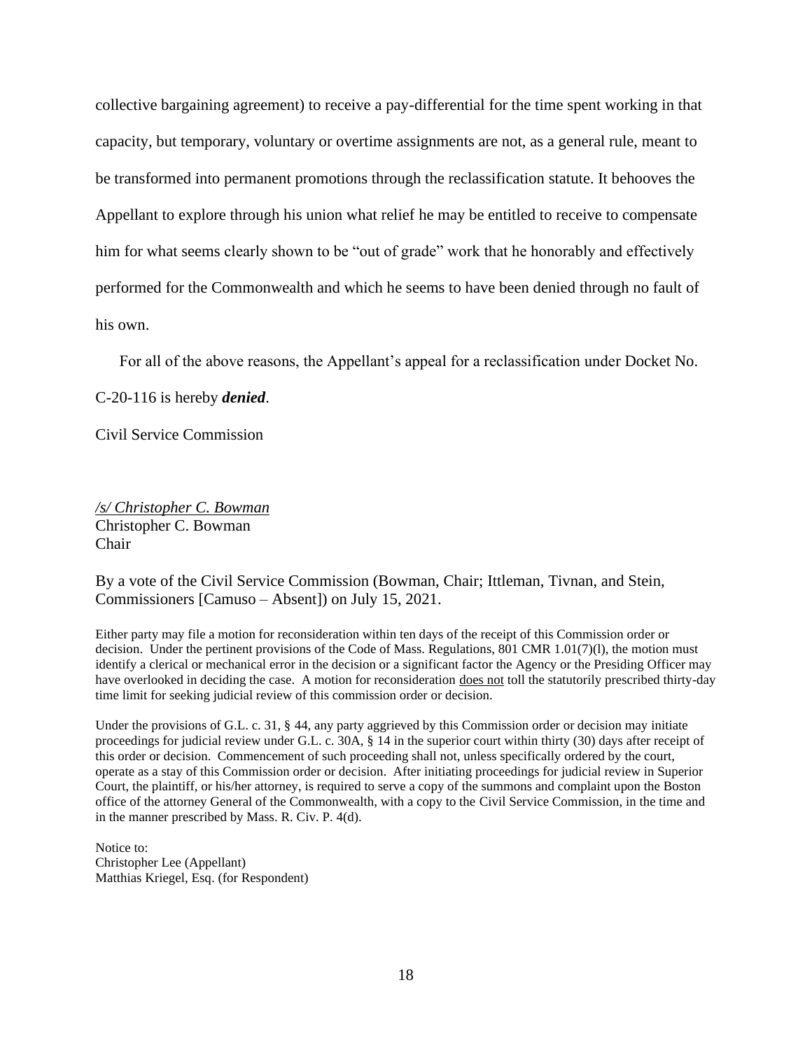collective bargaining agreement) to receive a pay-differential for the time spent working in that capacity, but temporary, voluntary or overtime assignments are not, as a general rule, meant to be transformed into permanent promotions through the reclassification statute. It behooves the Appellant to explore through his union what relief he may be entitled to receive to compensate him for what seems clearly shown to be "out of grade" work that he honorably and effectively performed for the Commonwealth and which he seems to have been denied through no fault of his own.

For all of the above reasons, the Appellant's appeal for a reclassification under Docket No. C-20-116 is hereby ***denied***.

Civil Service Commission

*/s/ Christopher C. Bowman*
Christopher C. Bowman
Chair

By a vote of the Civil Service Commission (Bowman, Chair; Ittleman, Tivnan, and Stein, Commissioners [Camuso – Absent]) on July 15, 2021.

Either party may file a motion for reconsideration within ten days of the receipt of this Commission order or decision. Under the pertinent provisions of the Code of Mass. Regulations, 801 CMR 1.01(7)(l), the motion must identify a clerical or mechanical error in the decision or a significant factor the Agency or the Presiding Officer may have overlooked in deciding the case. A motion for reconsideration does not toll the statutorily prescribed thirty-day time limit for seeking judicial review of this commission order or decision.

Under the provisions of G.L. c. 31, § 44, any party aggrieved by this Commission order or decision may initiate proceedings for judicial review under G.L. c. 30A, § 14 in the superior court within thirty (30) days after receipt of this order or decision. Commencement of such proceeding shall not, unless specifically ordered by the court, operate as a stay of this Commission order or decision. After initiating proceedings for judicial review in Superior Court, the plaintiff, or his/her attorney, is required to serve a copy of the summons and complaint upon the Boston office of the attorney General of the Commonwealth, with a copy to the Civil Service Commission, in the time and in the manner prescribed by Mass. R. Civ. P. 4(d).

Notice to:
Christopher Lee (Appellant)
Matthias Kriegel, Esq. (for Respondent)